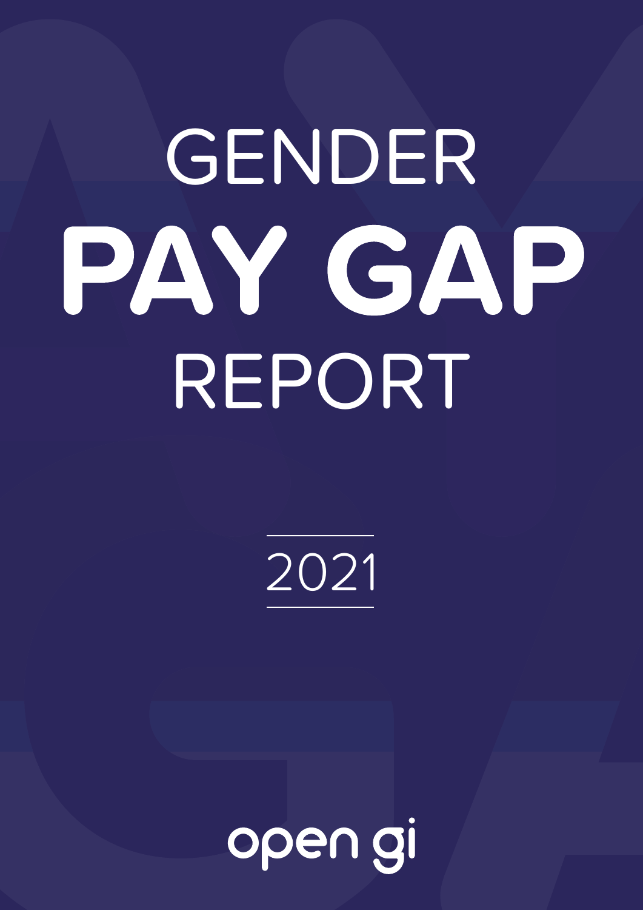# GENDER PAY GAP REPORT

2021

open gi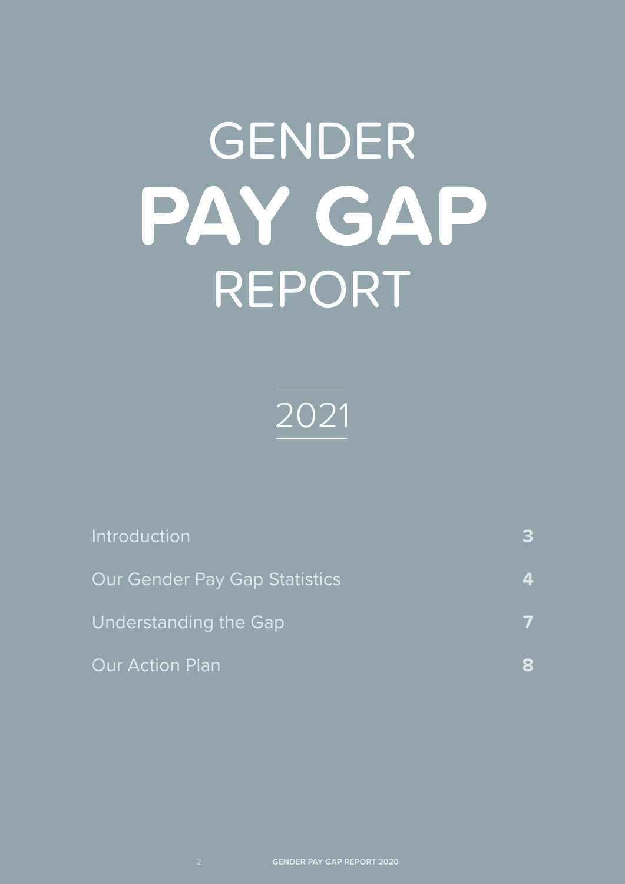# GENDER **PAY GAP** REPORT

## 2021

| | |
|---|---|
| Introduction | **3** |
| Our Gender Pay Gap Statistics | **4** |
| Understanding the Gap | **7** |
| Our Action Plan | **8** |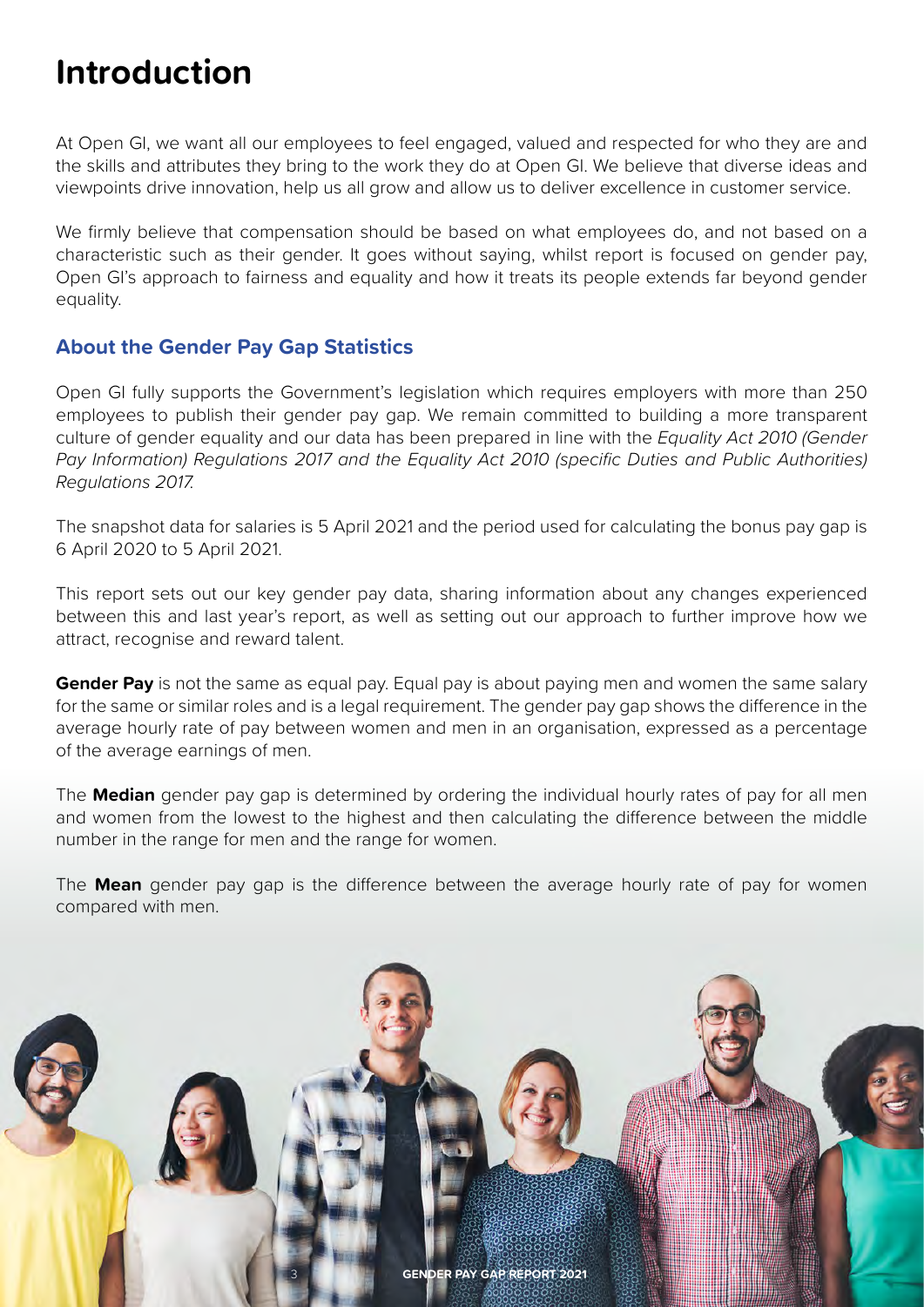# Introduction

At Open GI, we want all our employees to feel engaged, valued and respected for who they are and the skills and attributes they bring to the work they do at Open GI. We believe that diverse ideas and viewpoints drive innovation, help us all grow and allow us to deliver excellence in customer service.

We firmly believe that compensation should be based on what employees do, and not based on a characteristic such as their gender. It goes without saying, whilst report is focused on gender pay, Open GI's approach to fairness and equality and how it treats its people extends far beyond gender equality.

## About the Gender Pay Gap Statistics

Open GI fully supports the Government's legislation which requires employers with more than 250 employees to publish their gender pay gap. We remain committed to building a more transparent culture of gender equality and our data has been prepared in line with the *Equality Act 2010 (Gender Pay Information) Regulations 2017 and the Equality Act 2010 (specific Duties and Public Authorities) Regulations 2017.*

The snapshot data for salaries is 5 April 2021 and the period used for calculating the bonus pay gap is 6 April 2020 to 5 April 2021.

This report sets out our key gender pay data, sharing information about any changes experienced between this and last year's report, as well as setting out our approach to further improve how we attract, recognise and reward talent.

**Gender Pay** is not the same as equal pay. Equal pay is about paying men and women the same salary for the same or similar roles and is a legal requirement. The gender pay gap shows the difference in the average hourly rate of pay between women and men in an organisation, expressed as a percentage of the average earnings of men.

The **Median** gender pay gap is determined by ordering the individual hourly rates of pay for all men and women from the lowest to the highest and then calculating the difference between the middle number in the range for men and the range for women.

The **Mean** gender pay gap is the difference between the average hourly rate of pay for women compared with men.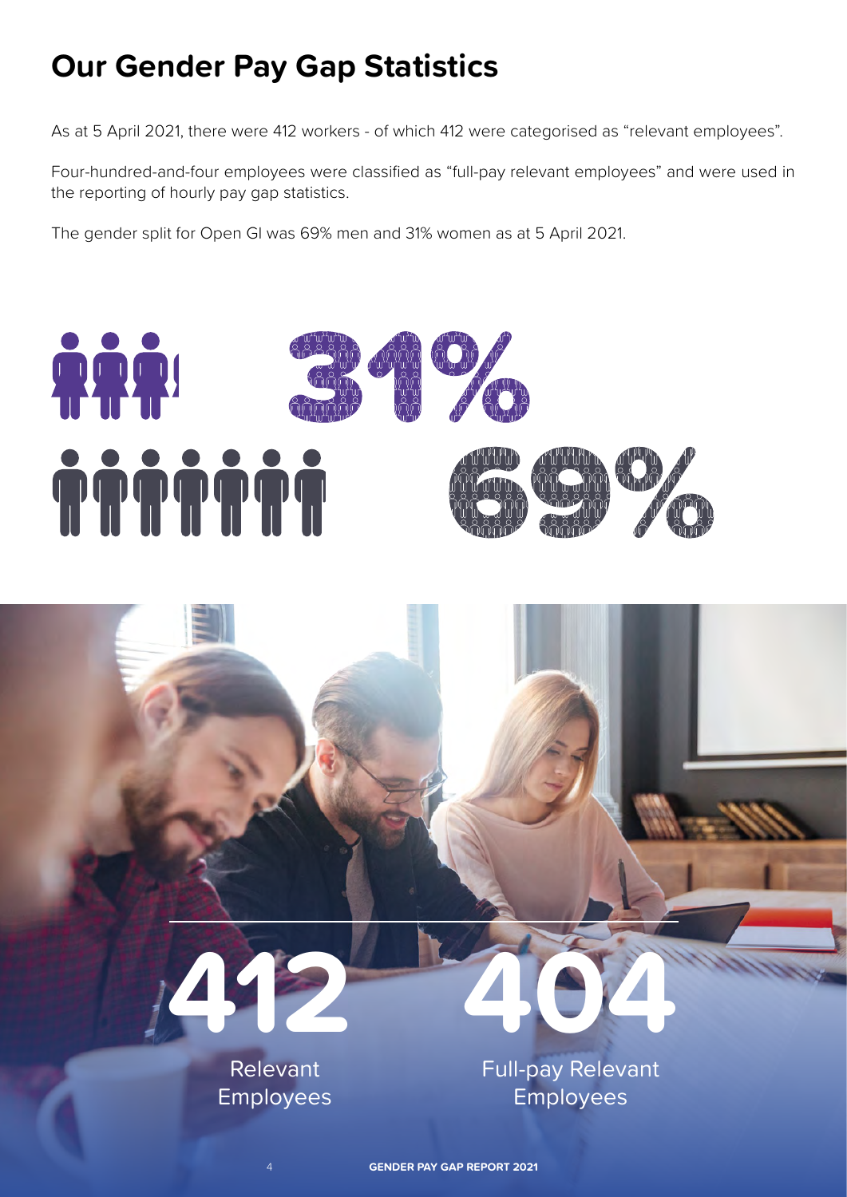# Our Gender Pay Gap Statistics

As at 5 April 2021, there were 412 workers - of which 412 were categorised as "relevant employees".

Four-hundred-and-four employees were classified as "full-pay relevant employees" and were used in the reporting of hourly pay gap statistics.

The gender split for Open GI was 69% men and 31% women as at 5 April 2021.

31%

69%

**412**

Relevant Employees

**404**

Full-pay Relevant Employees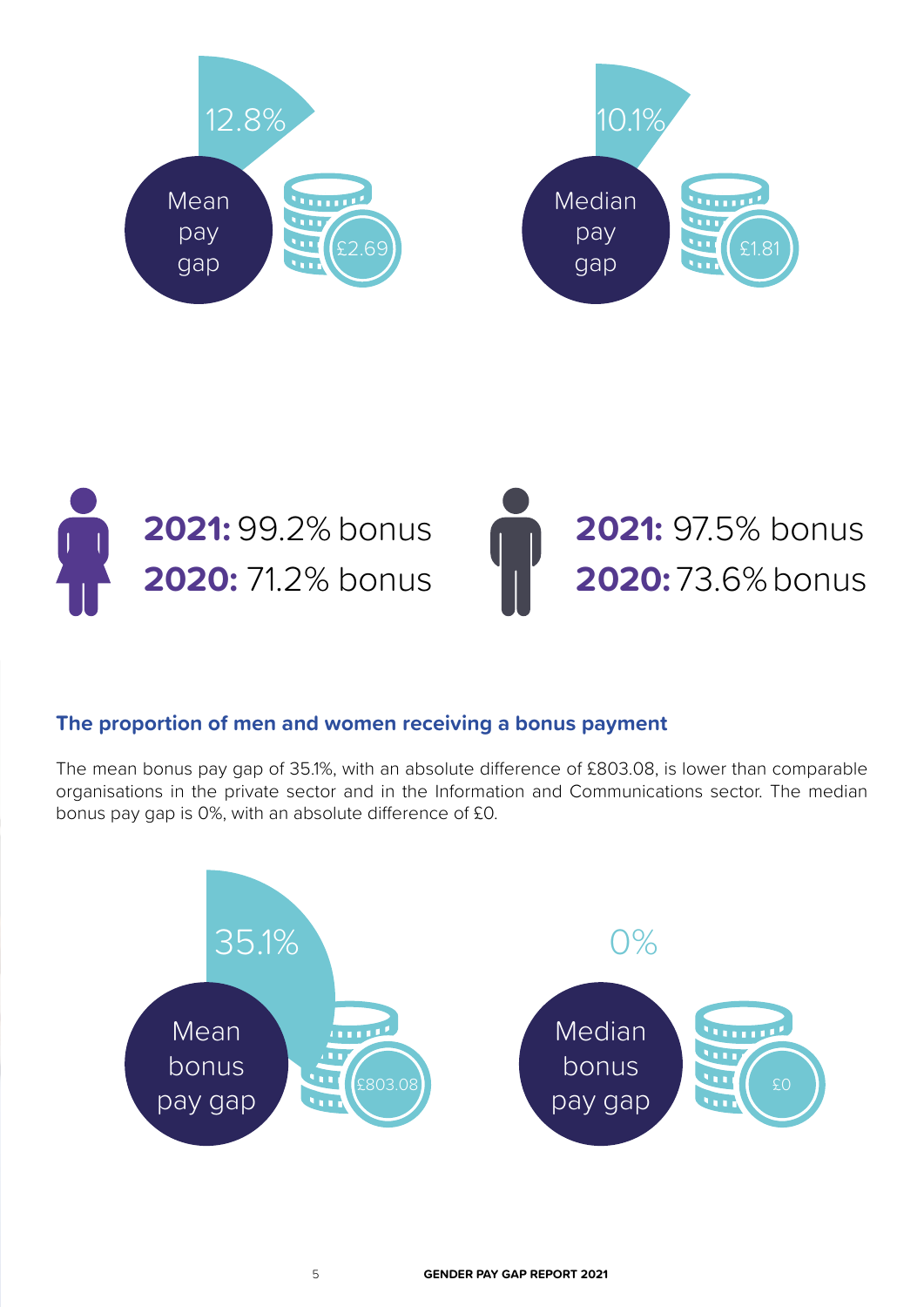12.8%

Mean pay gap

£2.69

10.1%

Median pay gap

£1.81

**2021:** 99.2% bonus
**2020:** 71.2% bonus

**2021:** 97.5% bonus
**2020:** 73.6% bonus

### The proportion of men and women receiving a bonus payment

The mean bonus pay gap of 35.1%, with an absolute difference of £803.08, is lower than comparable organisations in the private sector and in the Information and Communications sector. The median bonus pay gap is 0%, with an absolute difference of £0.

35.1%

Mean bonus pay gap

£803.08

0%

Median bonus pay gap

£0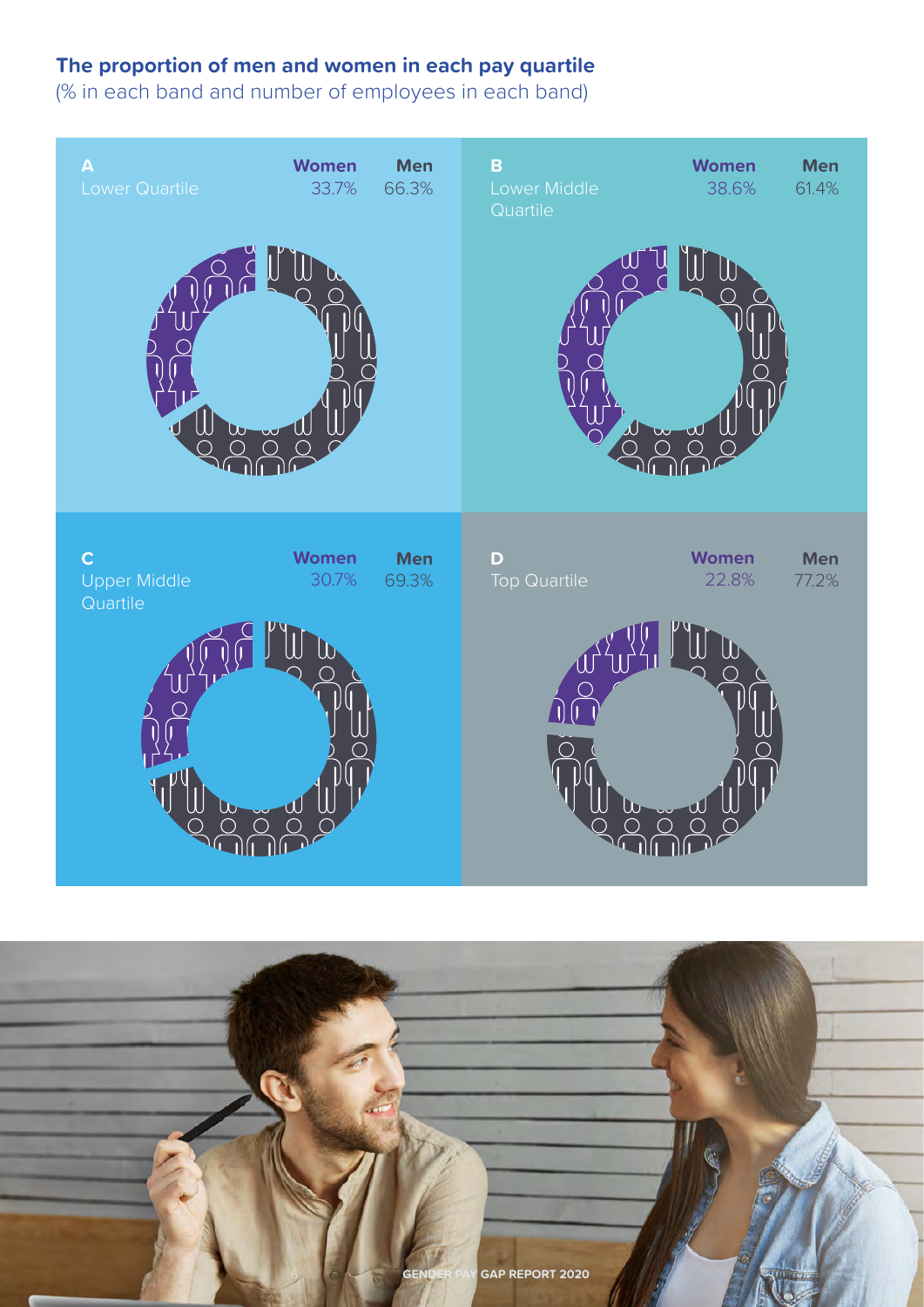**The proportion of men and women in each pay quartile**

(% in each band and number of employees in each band)

**A**
Lower Quartile

| Women | Men |
|---|---|
| 33.7% | 66.3% |

**B**
Lower Middle Quartile

| Women | Men |
|---|---|
| 38.6% | 61.4% |

**C**
Upper Middle Quartile

| Women | Men |
|---|---|
| 30.7% | 69.3% |

**D**
Top Quartile

| Women | Men |
|---|---|
| 22.8% | 77.2% |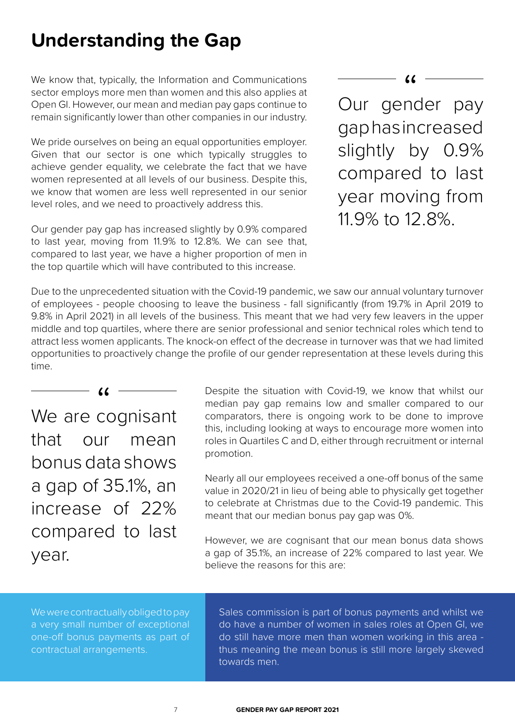# Understanding the Gap

We know that, typically, the Information and Communications sector employs more men than women and this also applies at Open GI. However, our mean and median pay gaps continue to remain significantly lower than other companies in our industry.

We pride ourselves on being an equal opportunities employer. Given that our sector is one which typically struggles to achieve gender equality, we celebrate the fact that we have women represented at all levels of our business. Despite this, we know that women are less well represented in our senior level roles, and we need to proactively address this.

Our gender pay gap has increased slightly by 0.9% compared to last year, moving from 11.9% to 12.8%. We can see that, compared to last year, we have a higher proportion of men in the top quartile which will have contributed to this increase.

> “
> Our gender pay gap has increased slightly by 0.9% compared to last year moving from 11.9% to 12.8%.

Due to the unprecedented situation with the Covid-19 pandemic, we saw our annual voluntary turnover of employees - people choosing to leave the business - fall significantly (from 19.7% in April 2019 to 9.8% in April 2021) in all levels of the business. This meant that we had very few leavers in the upper middle and top quartiles, where there are senior professional and senior technical roles which tend to attract less women applicants. The knock-on effect of the decrease in turnover was that we had limited opportunities to proactively change the profile of our gender representation at these levels during this time.

> “
> We are cognisant that our mean bonus data shows a gap of 35.1%, an increase of 22% compared to last year.

Despite the situation with Covid-19, we know that whilst our median pay gap remains low and smaller compared to our comparators, there is ongoing work to be done to improve this, including looking at ways to encourage more women into roles in Quartiles C and D, either through recruitment or internal promotion.

Nearly all our employees received a one-off bonus of the same value in 2020/21 in lieu of being able to physically get together to celebrate at Christmas due to the Covid-19 pandemic. This meant that our median bonus pay gap was 0%.

However, we are cognisant that our mean bonus data shows a gap of 35.1%, an increase of 22% compared to last year. We believe the reasons for this are:

We were contractually obliged to pay a very small number of exceptional one-off bonus payments as part of contractual arrangements.

Sales commission is part of bonus payments and whilst we do have a number of women in sales roles at Open GI, we do still have more men than women working in this area - thus meaning the mean bonus is still more largely skewed towards men.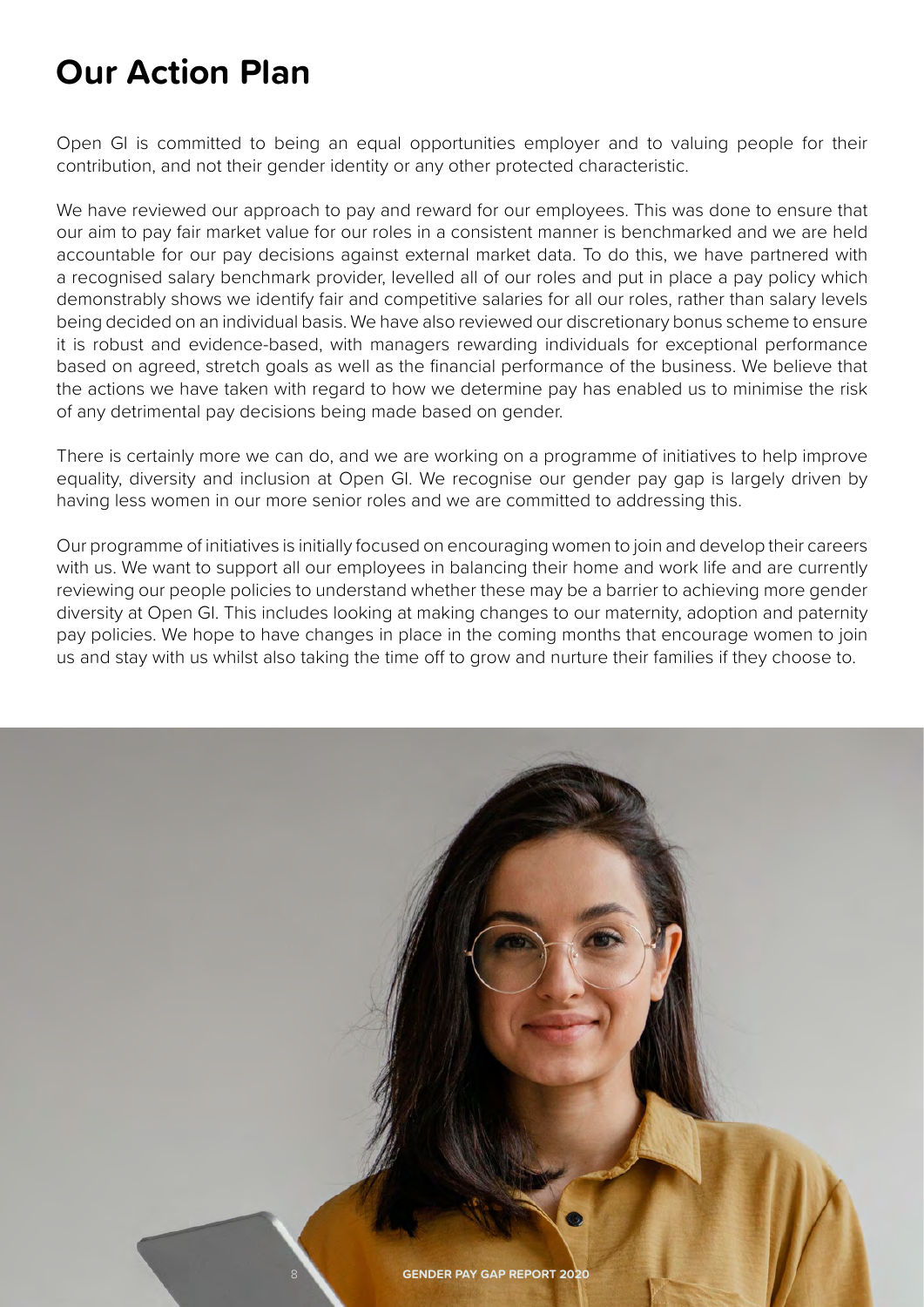# Our Action Plan

Open GI is committed to being an equal opportunities employer and to valuing people for their contribution, and not their gender identity or any other protected characteristic.

We have reviewed our approach to pay and reward for our employees. This was done to ensure that our aim to pay fair market value for our roles in a consistent manner is benchmarked and we are held accountable for our pay decisions against external market data. To do this, we have partnered with a recognised salary benchmark provider, levelled all of our roles and put in place a pay policy which demonstrably shows we identify fair and competitive salaries for all our roles, rather than salary levels being decided on an individual basis. We have also reviewed our discretionary bonus scheme to ensure it is robust and evidence-based, with managers rewarding individuals for exceptional performance based on agreed, stretch goals as well as the financial performance of the business. We believe that the actions we have taken with regard to how we determine pay has enabled us to minimise the risk of any detrimental pay decisions being made based on gender.

There is certainly more we can do, and we are working on a programme of initiatives to help improve equality, diversity and inclusion at Open GI. We recognise our gender pay gap is largely driven by having less women in our more senior roles and we are committed to addressing this.

Our programme of initiatives is initially focused on encouraging women to join and develop their careers with us. We want to support all our employees in balancing their home and work life and are currently reviewing our people policies to understand whether these may be a barrier to achieving more gender diversity at Open GI. This includes looking at making changes to our maternity, adoption and paternity pay policies. We hope to have changes in place in the coming months that encourage women to join us and stay with us whilst also taking the time off to grow and nurture their families if they choose to.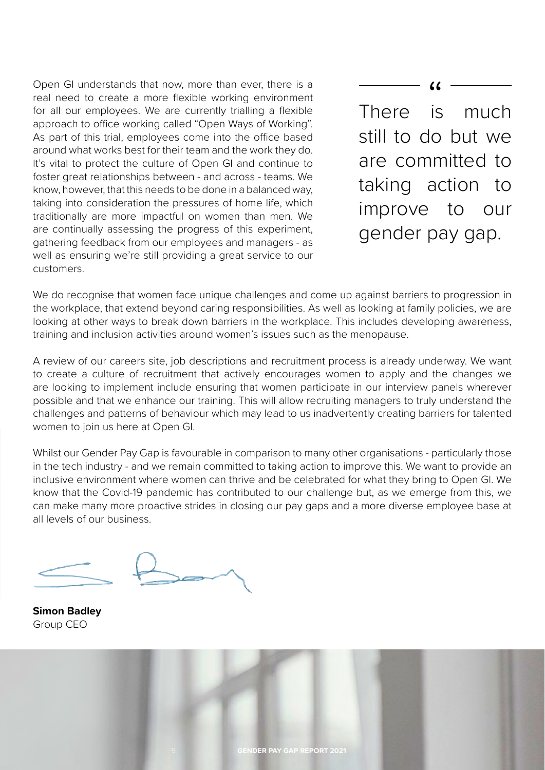Open GI understands that now, more than ever, there is a real need to create a more flexible working environment for all our employees. We are currently trialling a flexible approach to office working called "Open Ways of Working". As part of this trial, employees come into the office based around what works best for their team and the work they do. It's vital to protect the culture of Open GI and continue to foster great relationships between - and across - teams. We know, however, that this needs to be done in a balanced way, taking into consideration the pressures of home life, which traditionally are more impactful on women than men. We are continually assessing the progress of this experiment, gathering feedback from our employees and managers - as well as ensuring we're still providing a great service to our customers.

> "There is much still to do but we are committed to taking action to improve to our gender pay gap.

We do recognise that women face unique challenges and come up against barriers to progression in the workplace, that extend beyond caring responsibilities. As well as looking at family policies, we are looking at other ways to break down barriers in the workplace. This includes developing awareness, training and inclusion activities around women's issues such as the menopause.

A review of our careers site, job descriptions and recruitment process is already underway. We want to create a culture of recruitment that actively encourages women to apply and the changes we are looking to implement include ensuring that women participate in our interview panels wherever possible and that we enhance our training. This will allow recruiting managers to truly understand the challenges and patterns of behaviour which may lead to us inadvertently creating barriers for talented women to join us here at Open GI.

Whilst our Gender Pay Gap is favourable in comparison to many other organisations - particularly those in the tech industry - and we remain committed to taking action to improve this. We want to provide an inclusive environment where women can thrive and be celebrated for what they bring to Open GI. We know that the Covid-19 pandemic has contributed to our challenge but, as we emerge from this, we can make many more proactive strides in closing our pay gaps and a more diverse employee base at all levels of our business.

**Simon Badley**
Group CEO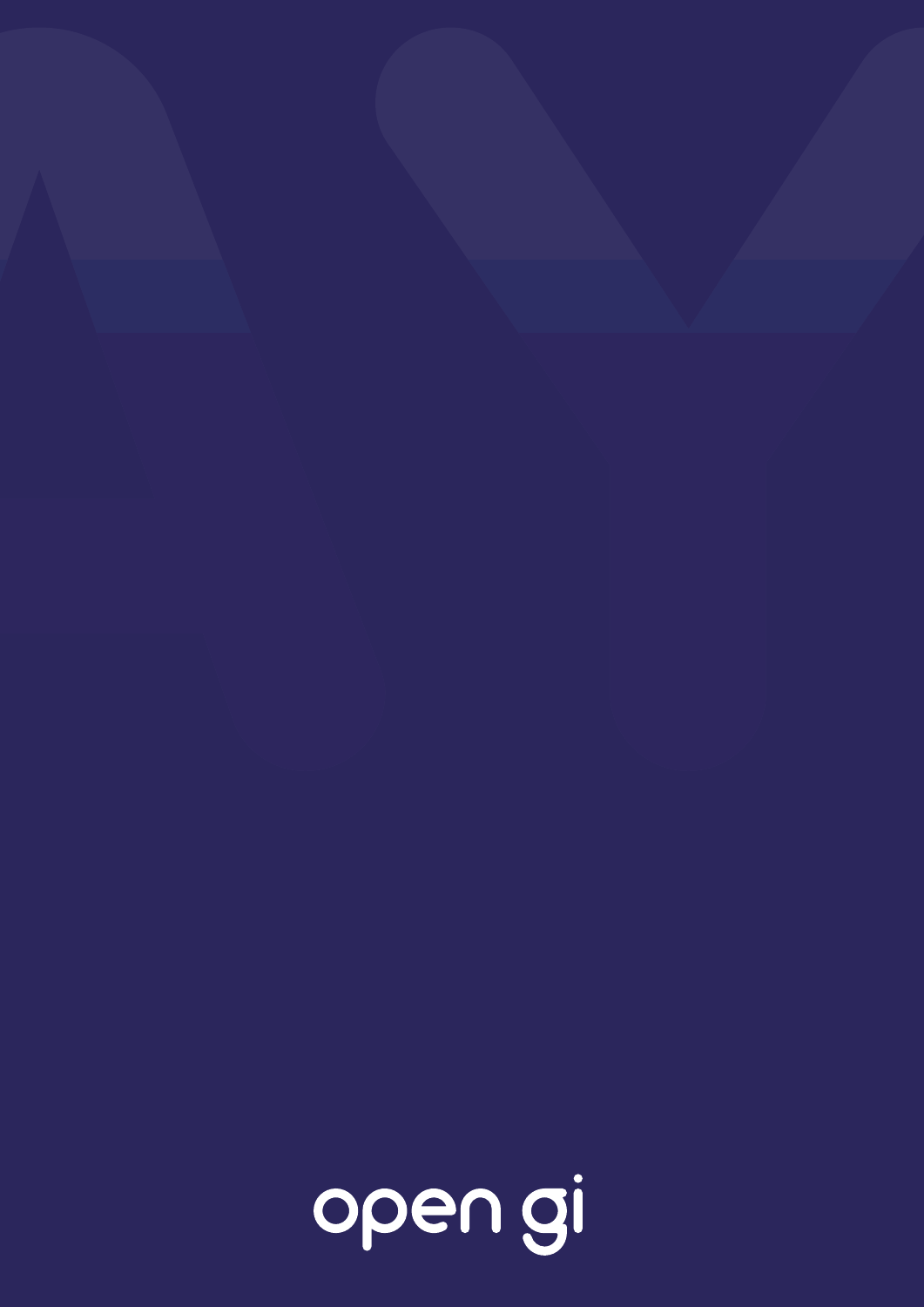open gi